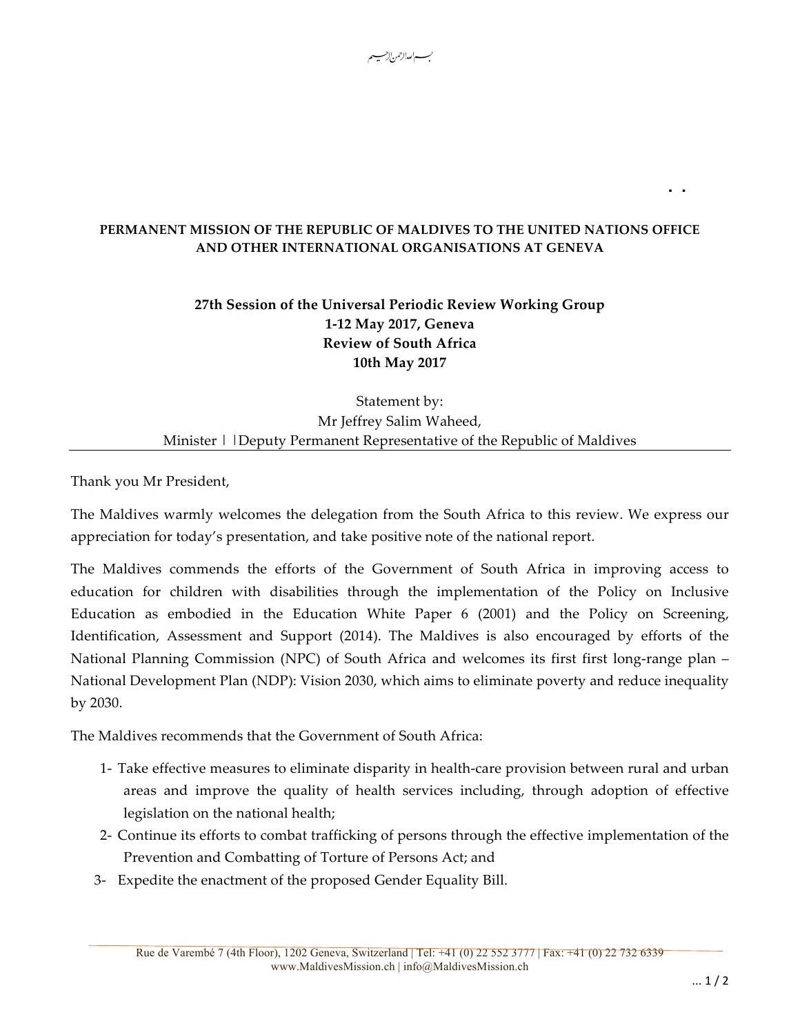بسم الله الرحمن الرحيم

**PERMANENT MISSION OF THE REPUBLIC OF MALDIVES TO THE UNITED NATIONS OFFICE AND OTHER INTERNATIONAL ORGANISATIONS AT GENEVA**

**27th Session of the Universal Periodic Review Working Group**
**1-12 May 2017, Geneva**
**Review of South Africa**
**10th May 2017**

Statement by:
Mr Jeffrey Salim Waheed,
Minister | |Deputy Permanent Representative of the Republic of Maldives

---

Thank you Mr President,

The Maldives warmly welcomes the delegation from the South Africa to this review. We express our appreciation for today's presentation, and take positive note of the national report.

The Maldives commends the efforts of the Government of South Africa in improving access to education for children with disabilities through the implementation of the Policy on Inclusive Education as embodied in the Education White Paper 6 (2001) and the Policy on Screening, Identification, Assessment and Support (2014). The Maldives is also encouraged by efforts of the National Planning Commission (NPC) of South Africa and welcomes its first first long-range plan – National Development Plan (NDP): Vision 2030, which aims to eliminate poverty and reduce inequality by 2030.

The Maldives recommends that the Government of South Africa:

1- Take effective measures to eliminate disparity in health-care provision between rural and urban areas and improve the quality of health services including, through adoption of effective legislation on the national health;
2- Continue its efforts to combat trafficking of persons through the effective implementation of the Prevention and Combatting of Torture of Persons Act; and
3- Expedite the enactment of the proposed Gender Equality Bill.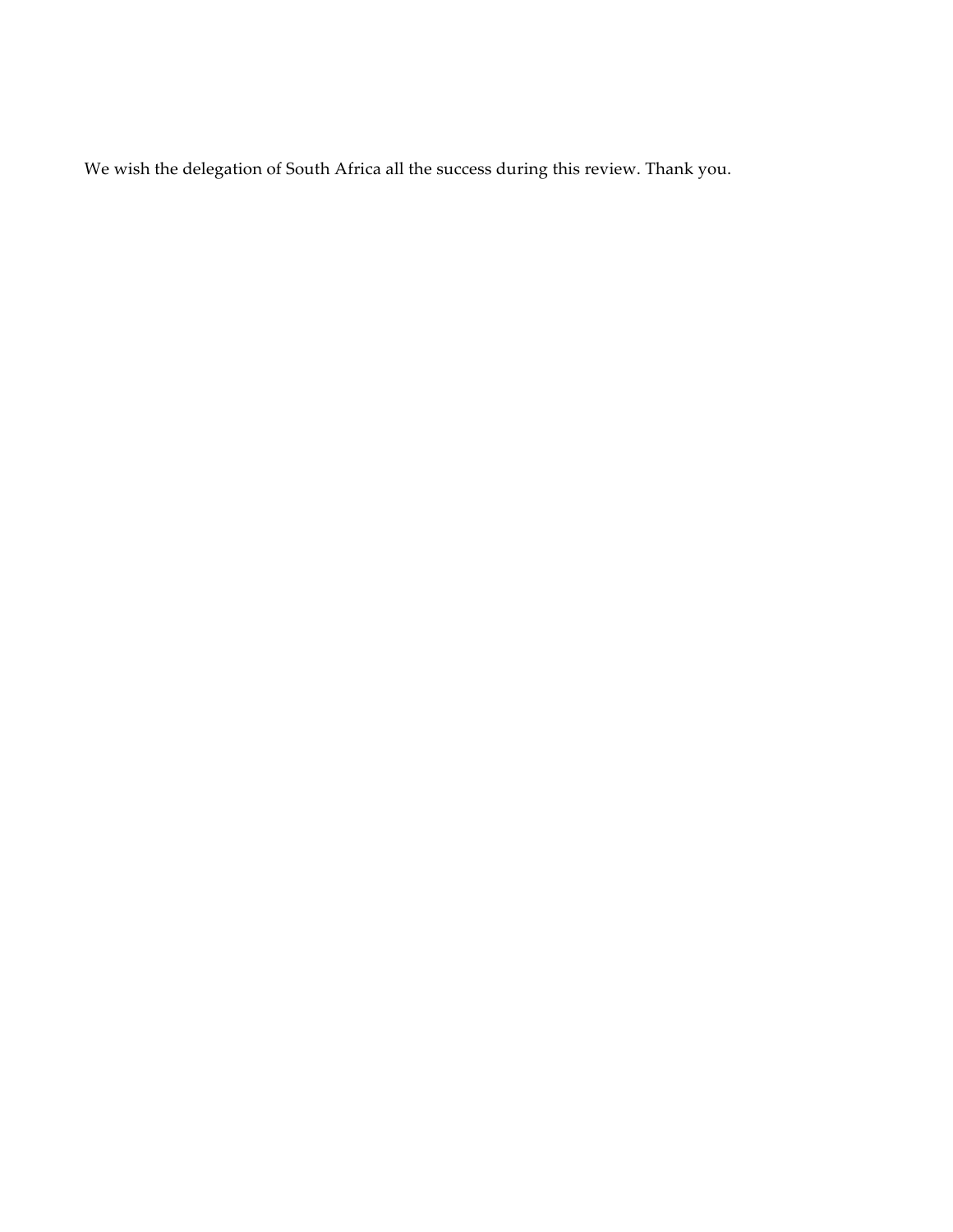We wish the delegation of South Africa all the success during this review. Thank you.